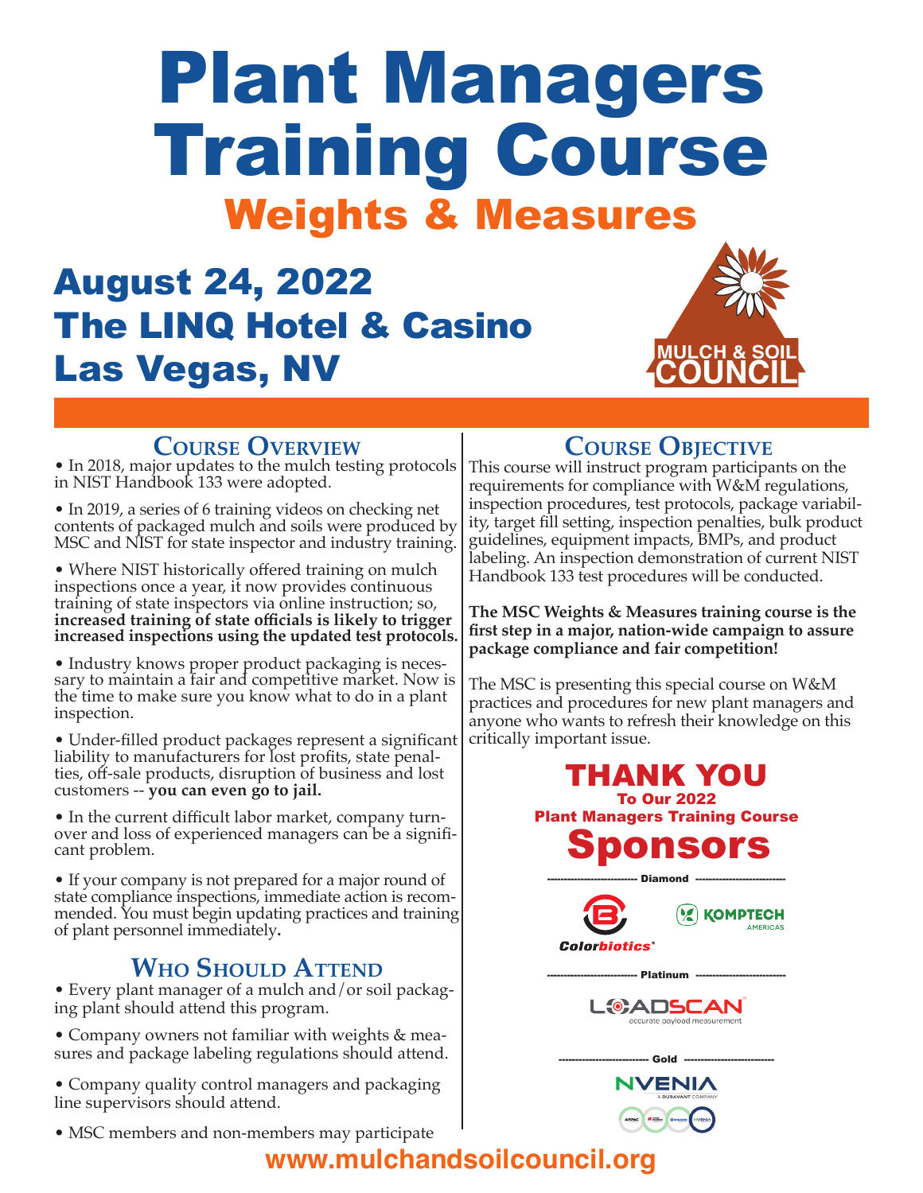# Plant Managers Training Course

## Weights & Measures

## August 24, 2022
## The LINQ Hotel & Casino
## Las Vegas, NV

MULCH & SOIL COUNCIL

### Course Overview

- In 2018, major updates to the mulch testing protocols in NIST Handbook 133 were adopted.
- In 2019, a series of 6 training videos on checking net contents of packaged mulch and soils were produced by MSC and NIST for state inspector and industry training.
- Where NIST historically offered training on mulch inspections once a year, it now provides continuous training of state inspectors via online instruction; so, **increased training of state officials is likely to trigger increased inspections using the updated test protocols.**
- Industry knows proper product packaging is necessary to maintain a fair and competitive market. Now is the time to make sure you know what to do in a plant inspection.
- Under-filled product packages represent a significant liability to manufacturers for lost profits, state penalties, off-sale products, disruption of business and lost customers -- **you can even go to jail.**
- In the current difficult labor market, company turnover and loss of experienced managers can be a significant problem.
- If your company is not prepared for a major round of state compliance inspections, immediate action is recommended. You must begin updating practices and training of plant personnel immediately**.**

### Who Should Attend

- Every plant manager of a mulch and/or soil packaging plant should attend this program.
- Company owners not familiar with weights & measures and package labeling regulations should attend.
- Company quality control managers and packaging line supervisors should attend.
- MSC members and non-members may participate

### Course Objective

This course will instruct program participants on the requirements for compliance with W&M regulations, inspection procedures, test protocols, package variability, target fill setting, inspection penalties, bulk product guidelines, equipment impacts, BMPs, and product labeling. An inspection demonstration of current NIST Handbook 133 test procedures will be conducted.

**The MSC Weights & Measures training course is the first step in a major, nation-wide campaign to assure package compliance and fair competition!**

The MSC is presenting this special course on W&M practices and procedures for new plant managers and anyone who wants to refresh their knowledge on this critically important issue.

## THANK YOU
### To Our 2022 Plant Managers Training Course
## Sponsors

**Diamond**

Colorbiotics

KOMPTECH AMERICAS

**Platinum**

LOADSCAN accurate payload measurement

**Gold**

NVENIA A DURAVANT COMPANY

www.mulchandsoilcouncil.org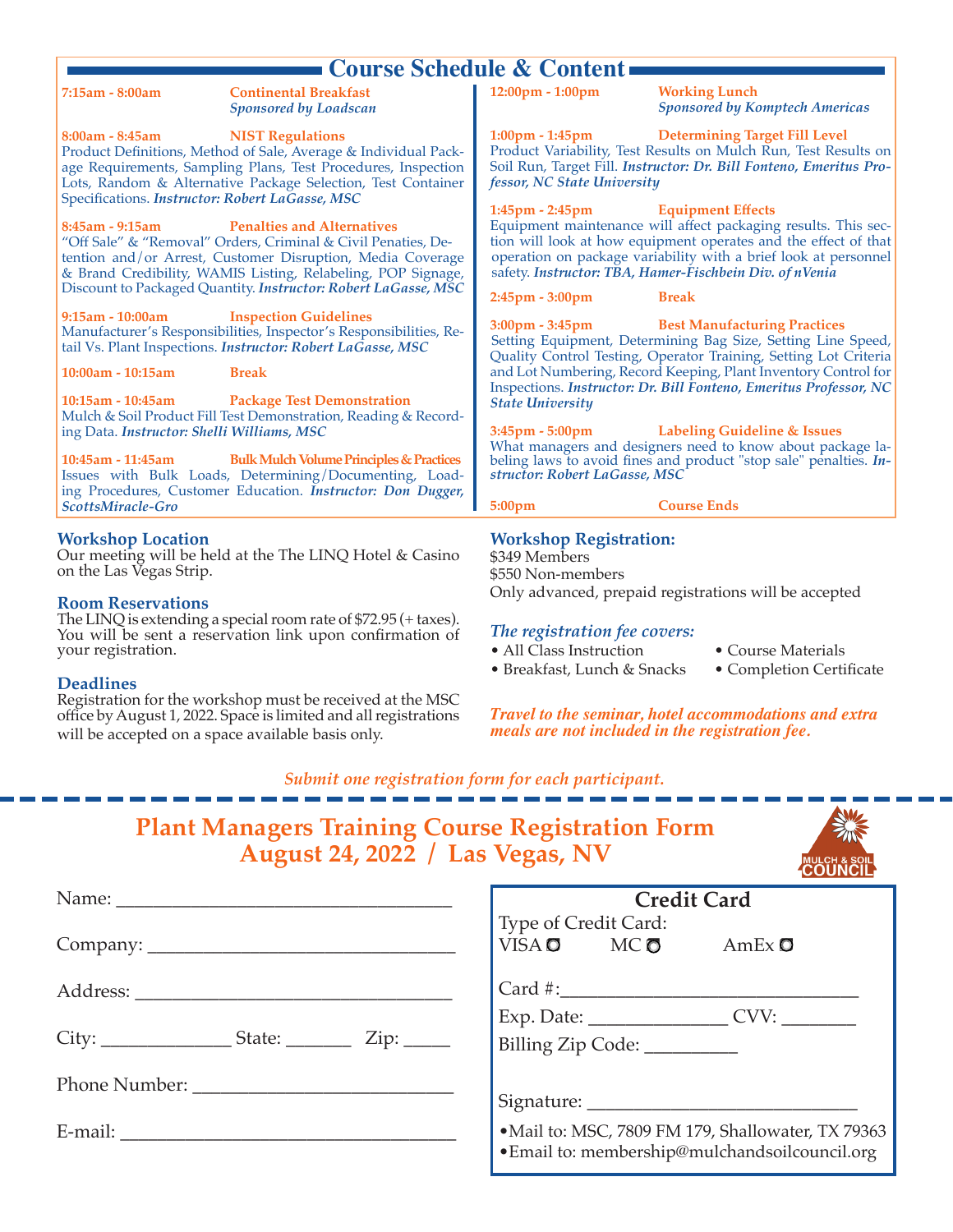## Course Schedule & Content

**7:15am - 8:00am** **Continental Breakfast**
*Sponsored by Loadscan*

**8:00am - 8:45am** **NIST Regulations**
Product Definitions, Method of Sale, Average & Individual Package Requirements, Sampling Plans, Test Procedures, Inspection Lots, Random & Alternative Package Selection, Test Container Specifications. ***Instructor: Robert LaGasse, MSC***

**8:45am - 9:15am** **Penalties and Alternatives**
"Off Sale" & "Removal" Orders, Criminal & Civil Penaties, Detention and/or Arrest, Customer Disruption, Media Coverage & Brand Credibility, WAMIS Listing, Relabeling, POP Signage, Discount to Packaged Quantity. ***Instructor: Robert LaGasse, MSC***

**9:15am - 10:00am** **Inspection Guidelines**
Manufacturer's Responsibilities, Inspector's Responsibilities, Retail Vs. Plant Inspections. ***Instructor: Robert LaGasse, MSC***

**10:00am - 10:15am** **Break**

**10:15am - 10:45am** **Package Test Demonstration**
Mulch & Soil Product Fill Test Demonstration, Reading & Recording Data. ***Instructor: Shelli Williams, MSC***

**10:45am - 11:45am** **Bulk Mulch Volume Principles & Practices**
Issues with Bulk Loads, Determining/Documenting, Loading Procedures, Customer Education. ***Instructor: Don Dugger, ScottsMiracle-Gro***

**12:00pm - 1:00pm** **Working Lunch**
*Sponsored by Komptech Americas*

**1:00pm - 1:45pm** **Determining Target Fill Level**
Product Variability, Test Results on Mulch Run, Test Results on Soil Run, Target Fill. ***Instructor: Dr. Bill Fonteno, Emeritus Professor, NC State University***

**1:45pm - 2:45pm** **Equipment Effects**
Equipment maintenance will affect packaging results. This section will look at how equipment operates and the effect of that operation on package variability with a brief look at personnel safety. ***Instructor: TBA, Hamer-Fischbein Div. of nVenia***

**2:45pm - 3:00pm** **Break**

**3:00pm - 3:45pm** **Best Manufacturing Practices**
Setting Equipment, Determining Bag Size, Setting Line Speed, Quality Control Testing, Operator Training, Setting Lot Criteria and Lot Numbering, Record Keeping, Plant Inventory Control for Inspections. ***Instructor: Dr. Bill Fonteno, Emeritus Professor, NC State University***

**3:45pm - 5:00pm** **Labeling Guideline & Issues**
What managers and designers need to know about package labeling laws to avoid fines and product "stop sale" penalties. ***Instructor: Robert LaGasse, MSC***

**5:00pm** **Course Ends**

### Workshop Location
Our meeting will be held at the The LINQ Hotel & Casino on the Las Vegas Strip.

### Room Reservations
The LINQ is extending a special room rate of $72.95 (+ taxes). You will be sent a reservation link upon confirmation of your registration.

### Deadlines
Registration for the workshop must be received at the MSC office by August 1, 2022. Space is limited and all registrations will be accepted on a space available basis only.

### Workshop Registration:
$349 Members
$550 Non-members
Only advanced, prepaid registrations will be accepted

*The registration fee covers:*
- All Class Instruction
- Breakfast, Lunch & Snacks
- Course Materials
- Completion Certificate

***Travel to the seminar, hotel accommodations and extra meals are not included in the registration fee.***

*Submit one registration form for each participant.*

## Plant Managers Training Course Registration Form
## August 24, 2022 / Las Vegas, NV

MULCH & SOIL COUNCIL

Name: ______________________________

Company: ______________________________

Address: ______________________________

City: ____________ State: ______ Zip: _____

Phone Number: ______________________________

E-mail: ______________________________

**Credit Card**

Type of Credit Card:
VISA ○ MC ○ AmEx ○

Card #:______________________________

Exp. Date: ____________ CVV: _______

Billing Zip Code: _________

Signature: ______________________________

- Mail to: MSC, 7809 FM 179, Shallowater, TX 79363
- Email to: membership@mulchandsoilcouncil.org